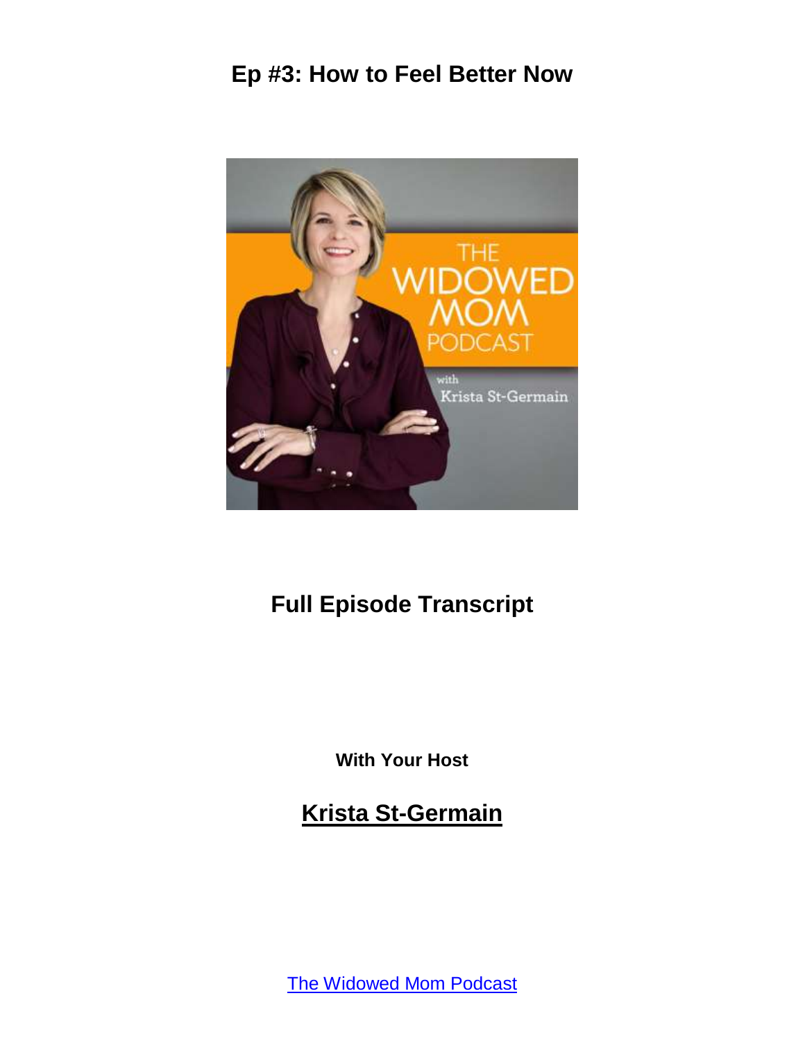# Ep #3: How to Feel Better Now

## Full Episode Transcript

**With Your Host**

## Krista St-Germain

The Widowed Mom Podcast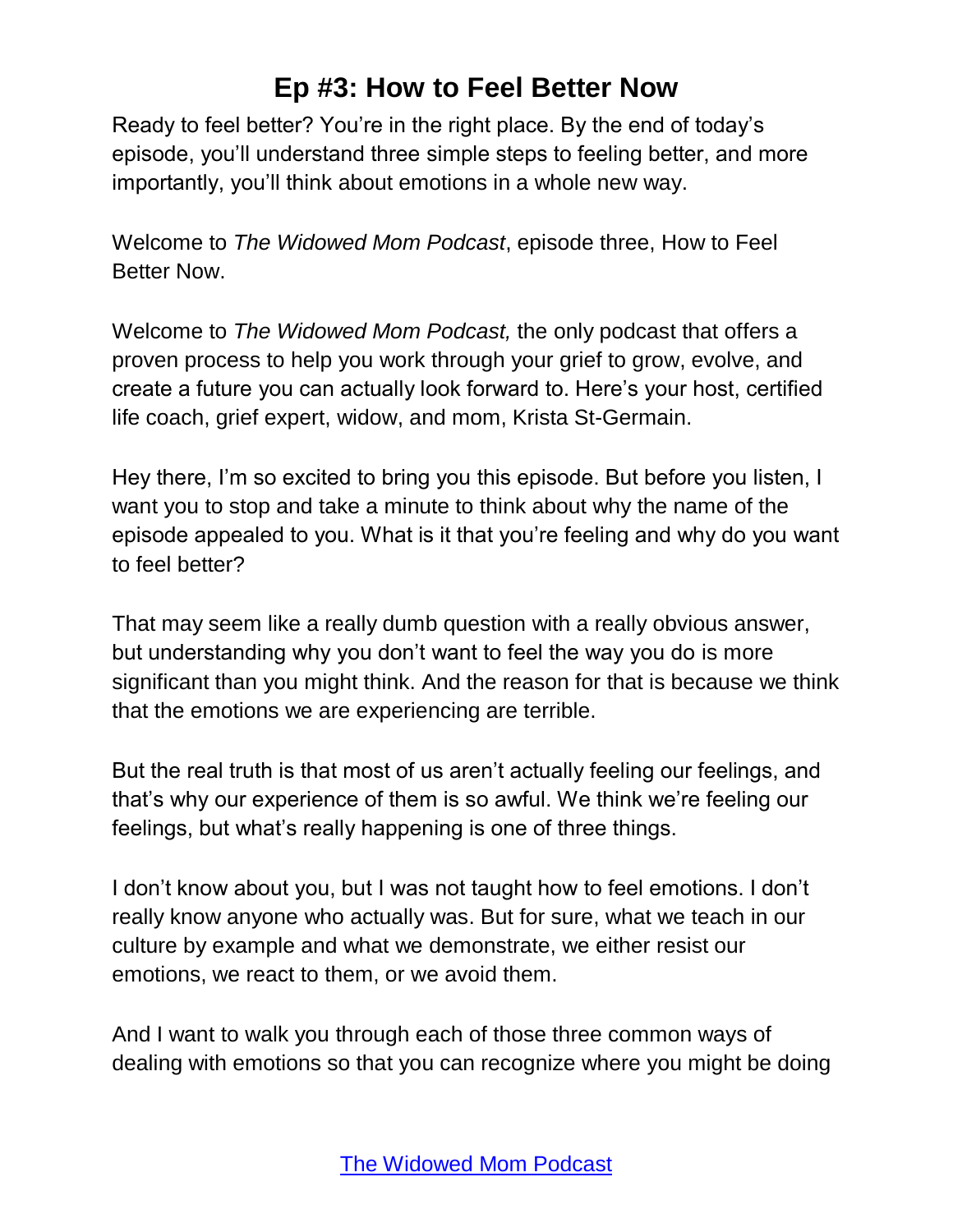# Ep #3: How to Feel Better Now

Ready to feel better? You're in the right place. By the end of today's episode, you'll understand three simple steps to feeling better, and more importantly, you'll think about emotions in a whole new way.

Welcome to *The Widowed Mom Podcast*, episode three, How to Feel Better Now.

Welcome to *The Widowed Mom Podcast,* the only podcast that offers a proven process to help you work through your grief to grow, evolve, and create a future you can actually look forward to. Here's your host, certified life coach, grief expert, widow, and mom, Krista St-Germain.

Hey there, I'm so excited to bring you this episode. But before you listen, I want you to stop and take a minute to think about why the name of the episode appealed to you. What is it that you're feeling and why do you want to feel better?

That may seem like a really dumb question with a really obvious answer, but understanding why you don't want to feel the way you do is more significant than you might think. And the reason for that is because we think that the emotions we are experiencing are terrible.

But the real truth is that most of us aren't actually feeling our feelings, and that's why our experience of them is so awful. We think we're feeling our feelings, but what's really happening is one of three things.

I don't know about you, but I was not taught how to feel emotions. I don't really know anyone who actually was. But for sure, what we teach in our culture by example and what we demonstrate, we either resist our emotions, we react to them, or we avoid them.

And I want to walk you through each of those three common ways of dealing with emotions so that you can recognize where you might be doing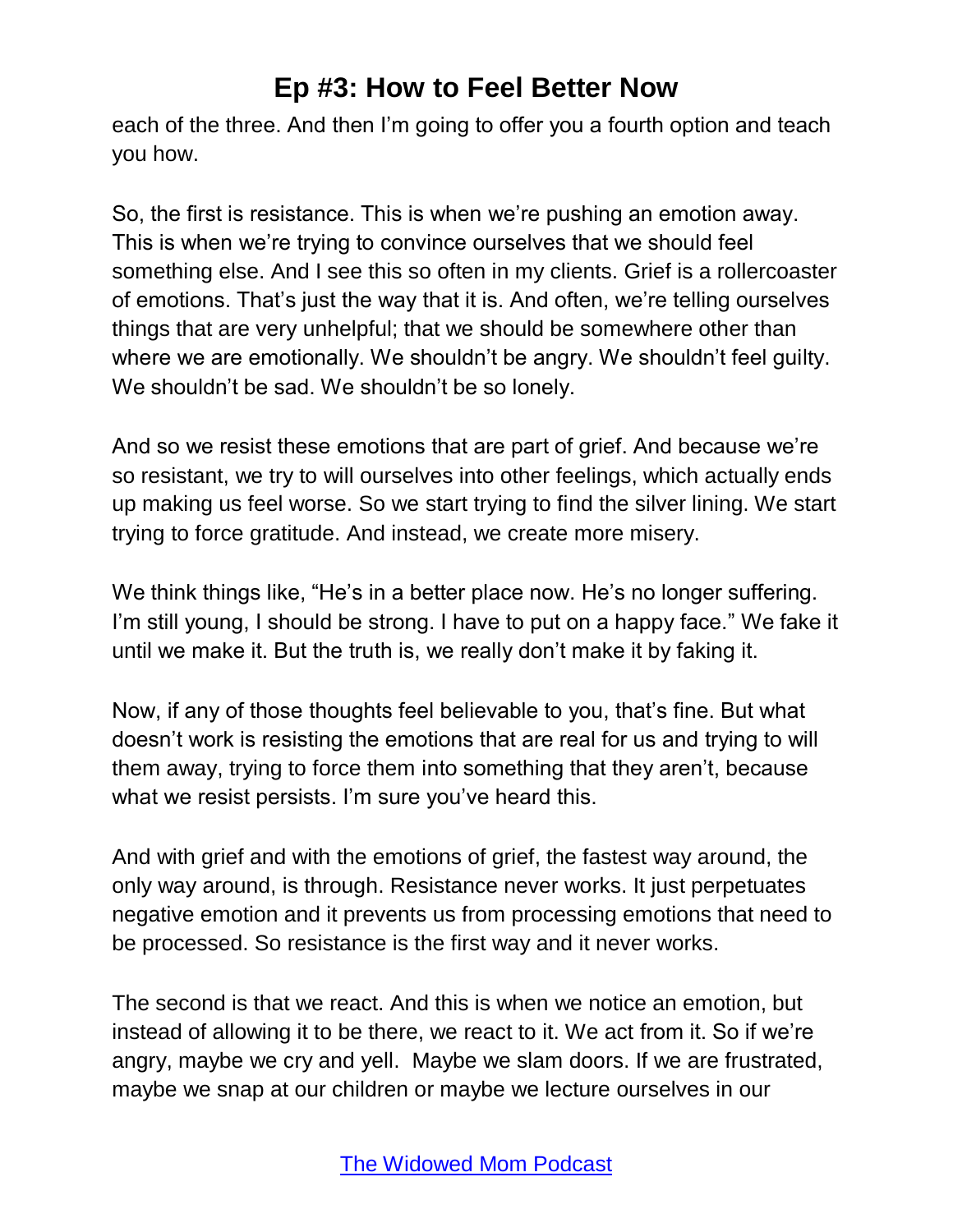each of the three. And then I'm going to offer you a fourth option and teach you how.

So, the first is resistance. This is when we're pushing an emotion away. This is when we're trying to convince ourselves that we should feel something else. And I see this so often in my clients. Grief is a rollercoaster of emotions. That's just the way that it is. And often, we're telling ourselves things that are very unhelpful; that we should be somewhere other than where we are emotionally. We shouldn't be angry. We shouldn't feel guilty. We shouldn't be sad. We shouldn't be so lonely.

And so we resist these emotions that are part of grief. And because we're so resistant, we try to will ourselves into other feelings, which actually ends up making us feel worse. So we start trying to find the silver lining. We start trying to force gratitude. And instead, we create more misery.

We think things like, "He's in a better place now. He's no longer suffering. I'm still young, I should be strong. I have to put on a happy face." We fake it until we make it. But the truth is, we really don't make it by faking it.

Now, if any of those thoughts feel believable to you, that's fine. But what doesn't work is resisting the emotions that are real for us and trying to will them away, trying to force them into something that they aren't, because what we resist persists. I'm sure you've heard this.

And with grief and with the emotions of grief, the fastest way around, the only way around, is through. Resistance never works. It just perpetuates negative emotion and it prevents us from processing emotions that need to be processed. So resistance is the first way and it never works.

The second is that we react. And this is when we notice an emotion, but instead of allowing it to be there, we react to it. We act from it. So if we're angry, maybe we cry and yell. Maybe we slam doors. If we are frustrated, maybe we snap at our children or maybe we lecture ourselves in our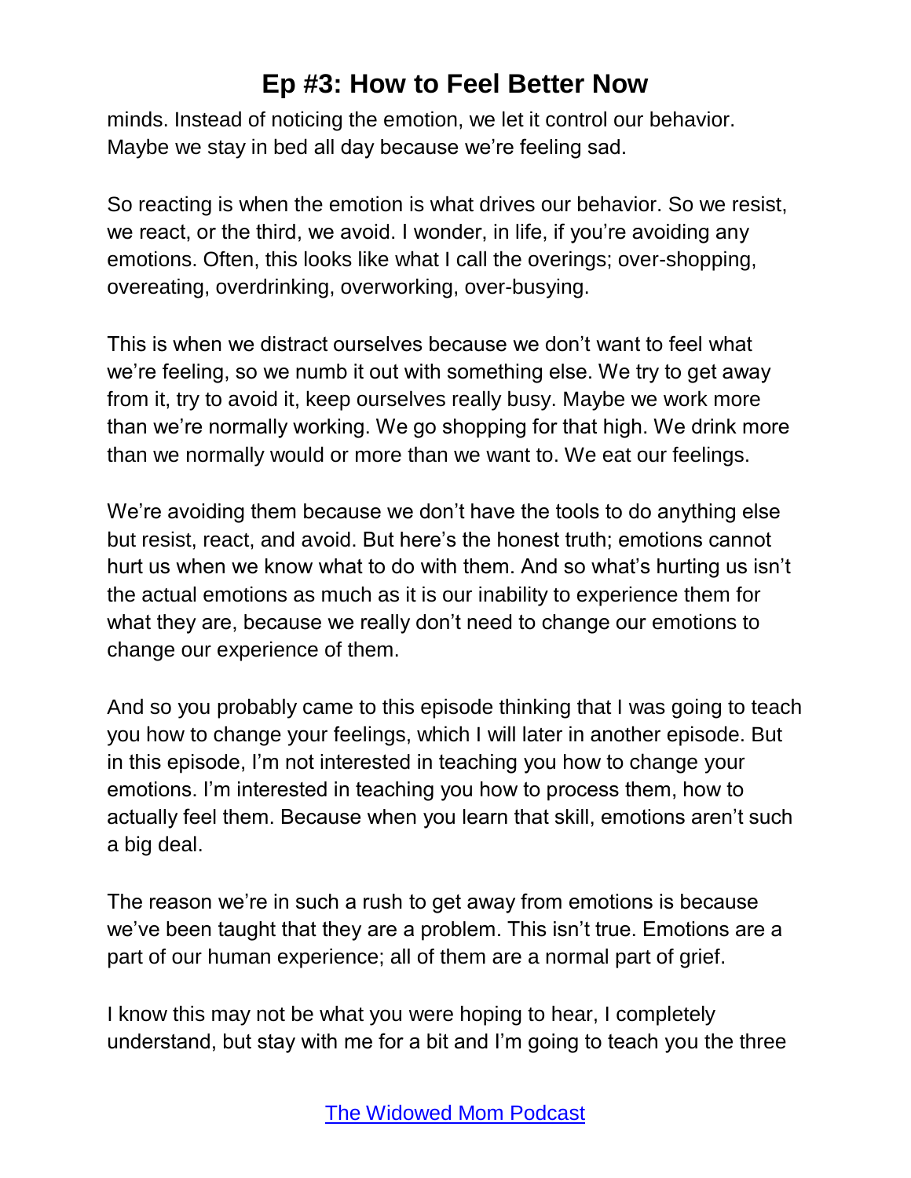minds. Instead of noticing the emotion, we let it control our behavior. Maybe we stay in bed all day because we're feeling sad.

So reacting is when the emotion is what drives our behavior. So we resist, we react, or the third, we avoid. I wonder, in life, if you're avoiding any emotions. Often, this looks like what I call the overings; over-shopping, overeating, overdrinking, overworking, over-busying.

This is when we distract ourselves because we don't want to feel what we're feeling, so we numb it out with something else. We try to get away from it, try to avoid it, keep ourselves really busy. Maybe we work more than we're normally working. We go shopping for that high. We drink more than we normally would or more than we want to. We eat our feelings.

We're avoiding them because we don't have the tools to do anything else but resist, react, and avoid. But here's the honest truth; emotions cannot hurt us when we know what to do with them. And so what's hurting us isn't the actual emotions as much as it is our inability to experience them for what they are, because we really don't need to change our emotions to change our experience of them.

And so you probably came to this episode thinking that I was going to teach you how to change your feelings, which I will later in another episode. But in this episode, I'm not interested in teaching you how to change your emotions. I'm interested in teaching you how to process them, how to actually feel them. Because when you learn that skill, emotions aren't such a big deal.

The reason we're in such a rush to get away from emotions is because we've been taught that they are a problem. This isn't true. Emotions are a part of our human experience; all of them are a normal part of grief.

I know this may not be what you were hoping to hear, I completely understand, but stay with me for a bit and I'm going to teach you the three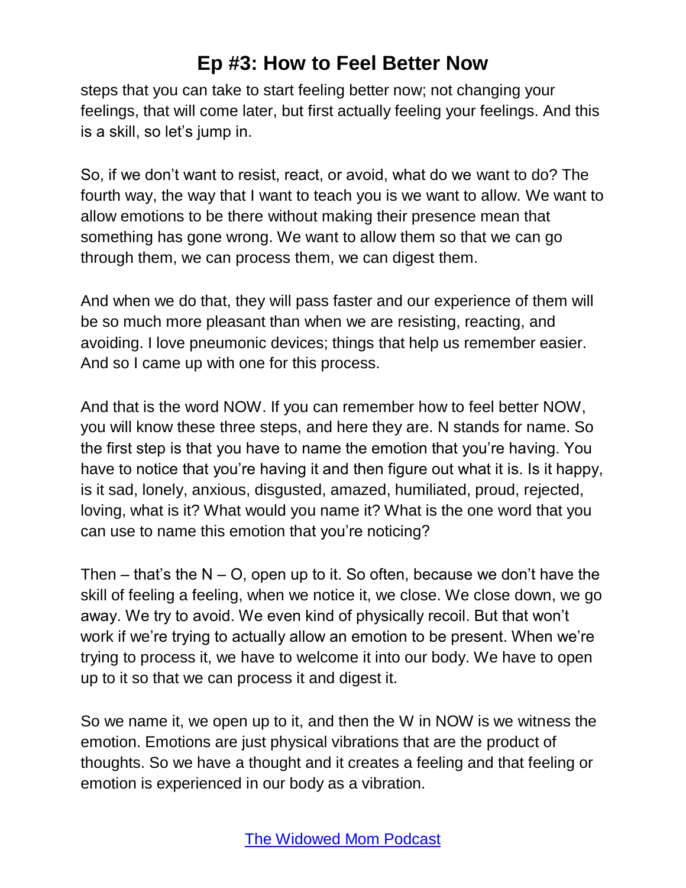steps that you can take to start feeling better now; not changing your feelings, that will come later, but first actually feeling your feelings. And this is a skill, so let's jump in.

So, if we don't want to resist, react, or avoid, what do we want to do? The fourth way, the way that I want to teach you is we want to allow. We want to allow emotions to be there without making their presence mean that something has gone wrong. We want to allow them so that we can go through them, we can process them, we can digest them.

And when we do that, they will pass faster and our experience of them will be so much more pleasant than when we are resisting, reacting, and avoiding. I love pneumonic devices; things that help us remember easier. And so I came up with one for this process.

And that is the word NOW. If you can remember how to feel better NOW, you will know these three steps, and here they are. N stands for name. So the first step is that you have to name the emotion that you're having. You have to notice that you're having it and then figure out what it is. Is it happy, is it sad, lonely, anxious, disgusted, amazed, humiliated, proud, rejected, loving, what is it? What would you name it? What is the one word that you can use to name this emotion that you're noticing?

Then – that's the N – O, open up to it. So often, because we don't have the skill of feeling a feeling, when we notice it, we close. We close down, we go away. We try to avoid. We even kind of physically recoil. But that won't work if we're trying to actually allow an emotion to be present. When we're trying to process it, we have to welcome it into our body. We have to open up to it so that we can process it and digest it.

So we name it, we open up to it, and then the W in NOW is we witness the emotion. Emotions are just physical vibrations that are the product of thoughts. So we have a thought and it creates a feeling and that feeling or emotion is experienced in our body as a vibration.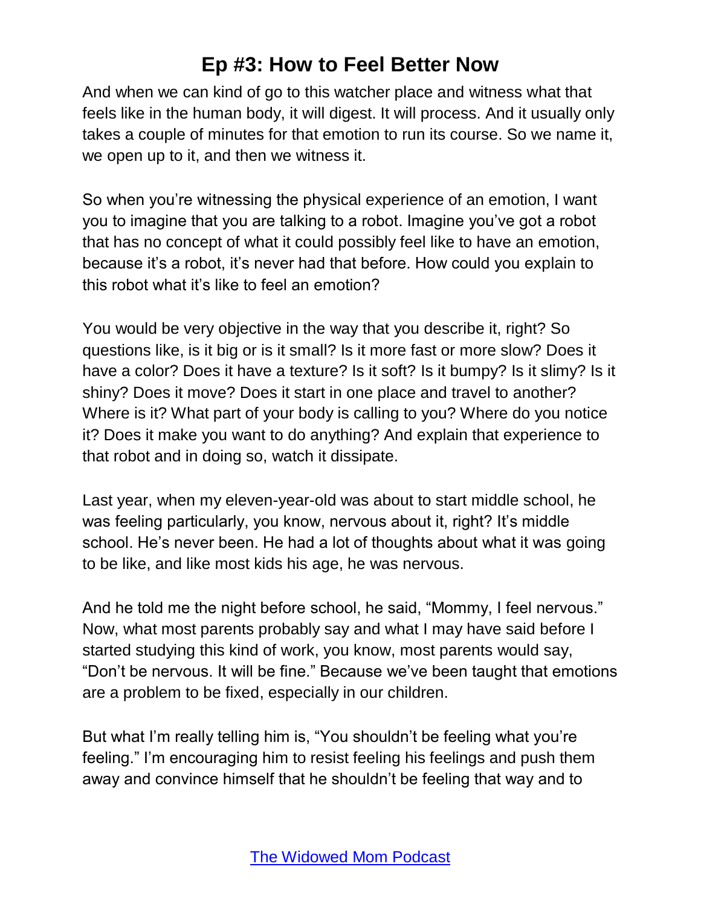And when we can kind of go to this watcher place and witness what that feels like in the human body, it will digest. It will process. And it usually only takes a couple of minutes for that emotion to run its course. So we name it, we open up to it, and then we witness it.

So when you're witnessing the physical experience of an emotion, I want you to imagine that you are talking to a robot. Imagine you've got a robot that has no concept of what it could possibly feel like to have an emotion, because it's a robot, it's never had that before. How could you explain to this robot what it's like to feel an emotion?

You would be very objective in the way that you describe it, right? So questions like, is it big or is it small? Is it more fast or more slow? Does it have a color? Does it have a texture? Is it soft? Is it bumpy? Is it slimy? Is it shiny? Does it move? Does it start in one place and travel to another? Where is it? What part of your body is calling to you? Where do you notice it? Does it make you want to do anything? And explain that experience to that robot and in doing so, watch it dissipate.

Last year, when my eleven-year-old was about to start middle school, he was feeling particularly, you know, nervous about it, right? It's middle school. He's never been. He had a lot of thoughts about what it was going to be like, and like most kids his age, he was nervous.

And he told me the night before school, he said, "Mommy, I feel nervous." Now, what most parents probably say and what I may have said before I started studying this kind of work, you know, most parents would say, "Don't be nervous. It will be fine." Because we've been taught that emotions are a problem to be fixed, especially in our children.

But what I'm really telling him is, "You shouldn't be feeling what you're feeling." I'm encouraging him to resist feeling his feelings and push them away and convince himself that he shouldn't be feeling that way and to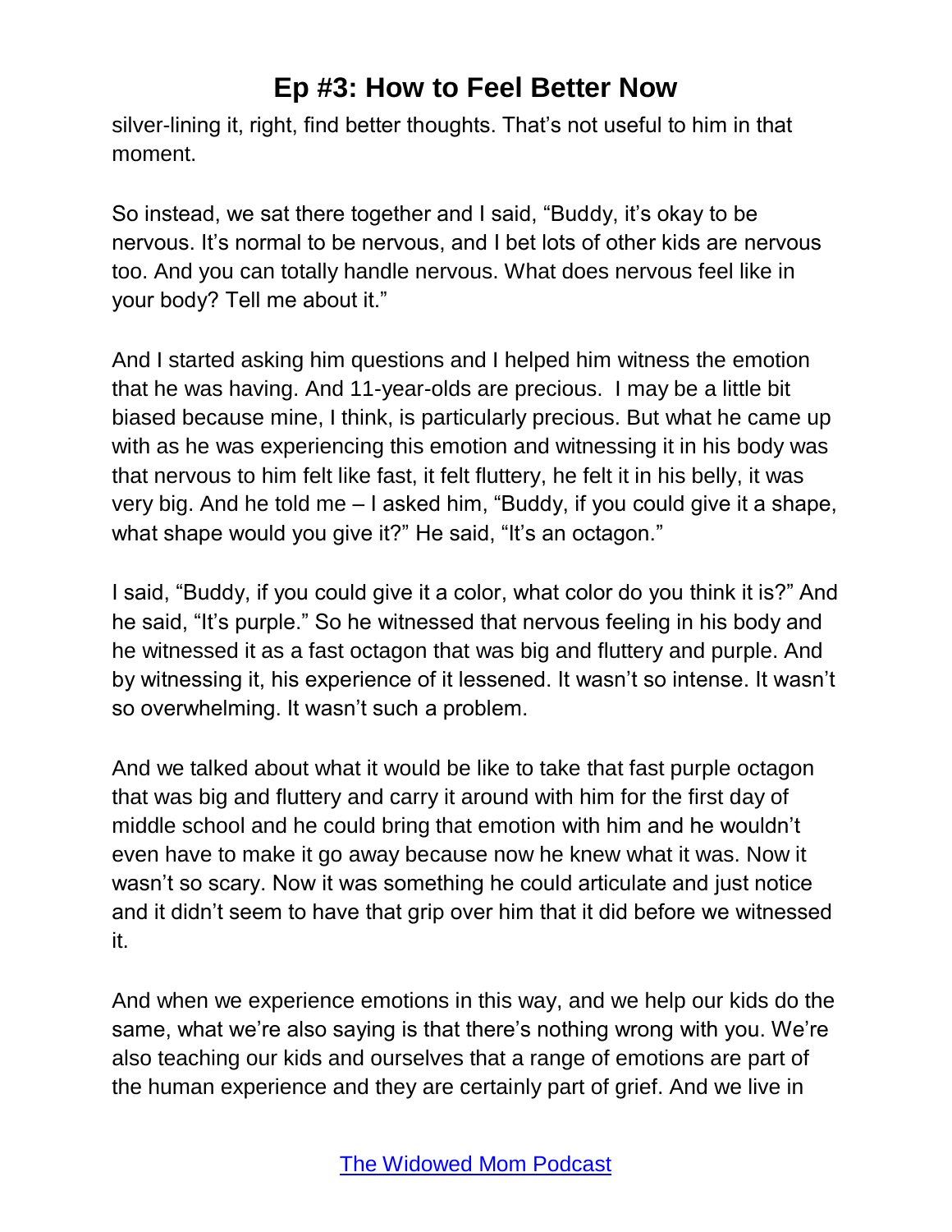silver-lining it, right, find better thoughts. That's not useful to him in that moment.

So instead, we sat there together and I said, "Buddy, it's okay to be nervous. It's normal to be nervous, and I bet lots of other kids are nervous too. And you can totally handle nervous. What does nervous feel like in your body? Tell me about it."

And I started asking him questions and I helped him witness the emotion that he was having. And 11-year-olds are precious. I may be a little bit biased because mine, I think, is particularly precious. But what he came up with as he was experiencing this emotion and witnessing it in his body was that nervous to him felt like fast, it felt fluttery, he felt it in his belly, it was very big. And he told me – I asked him, "Buddy, if you could give it a shape, what shape would you give it?" He said, "It's an octagon."

I said, "Buddy, if you could give it a color, what color do you think it is?" And he said, "It's purple." So he witnessed that nervous feeling in his body and he witnessed it as a fast octagon that was big and fluttery and purple. And by witnessing it, his experience of it lessened. It wasn't so intense. It wasn't so overwhelming. It wasn't such a problem.

And we talked about what it would be like to take that fast purple octagon that was big and fluttery and carry it around with him for the first day of middle school and he could bring that emotion with him and he wouldn't even have to make it go away because now he knew what it was. Now it wasn't so scary. Now it was something he could articulate and just notice and it didn't seem to have that grip over him that it did before we witnessed it.

And when we experience emotions in this way, and we help our kids do the same, what we're also saying is that there's nothing wrong with you. We're also teaching our kids and ourselves that a range of emotions are part of the human experience and they are certainly part of grief. And we live in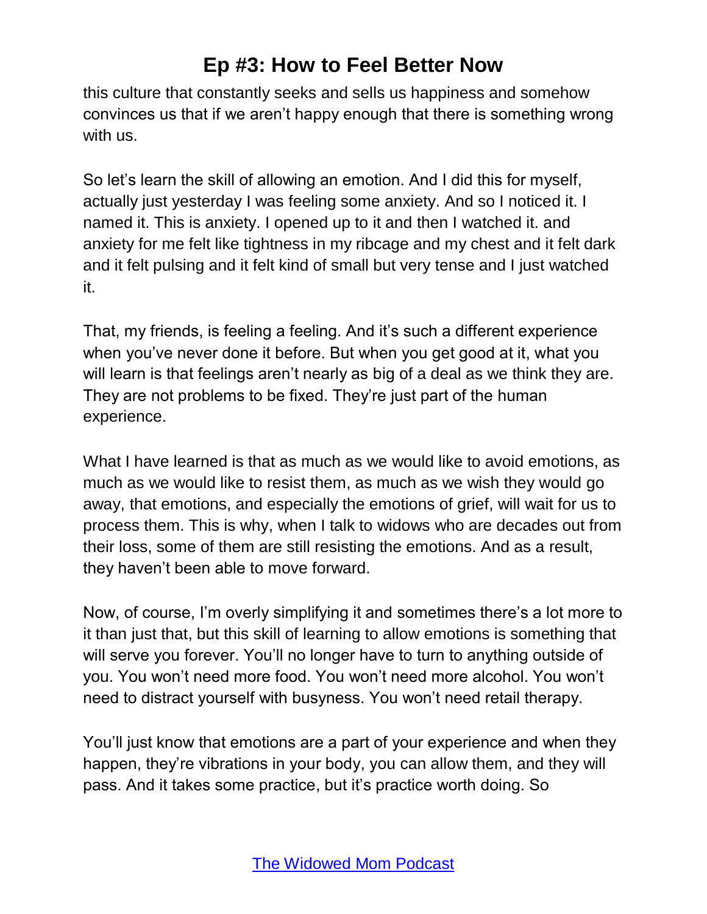this culture that constantly seeks and sells us happiness and somehow convinces us that if we aren't happy enough that there is something wrong with us.

So let's learn the skill of allowing an emotion. And I did this for myself, actually just yesterday I was feeling some anxiety. And so I noticed it. I named it. This is anxiety. I opened up to it and then I watched it. and anxiety for me felt like tightness in my ribcage and my chest and it felt dark and it felt pulsing and it felt kind of small but very tense and I just watched it.

That, my friends, is feeling a feeling. And it's such a different experience when you've never done it before. But when you get good at it, what you will learn is that feelings aren't nearly as big of a deal as we think they are. They are not problems to be fixed. They're just part of the human experience.

What I have learned is that as much as we would like to avoid emotions, as much as we would like to resist them, as much as we wish they would go away, that emotions, and especially the emotions of grief, will wait for us to process them. This is why, when I talk to widows who are decades out from their loss, some of them are still resisting the emotions. And as a result, they haven't been able to move forward.

Now, of course, I'm overly simplifying it and sometimes there's a lot more to it than just that, but this skill of learning to allow emotions is something that will serve you forever. You'll no longer have to turn to anything outside of you. You won't need more food. You won't need more alcohol. You won't need to distract yourself with busyness. You won't need retail therapy.

You'll just know that emotions are a part of your experience and when they happen, they're vibrations in your body, you can allow them, and they will pass. And it takes some practice, but it's practice worth doing. So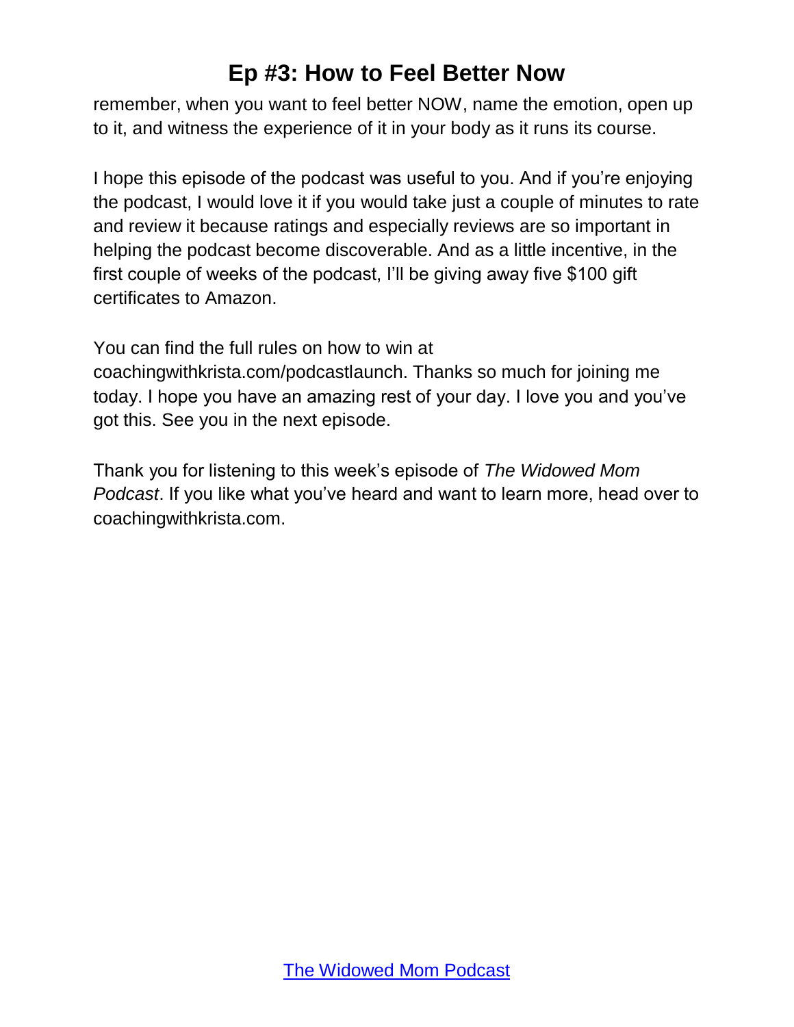remember, when you want to feel better NOW, name the emotion, open up to it, and witness the experience of it in your body as it runs its course.

I hope this episode of the podcast was useful to you. And if you're enjoying the podcast, I would love it if you would take just a couple of minutes to rate and review it because ratings and especially reviews are so important in helping the podcast become discoverable. And as a little incentive, in the first couple of weeks of the podcast, I'll be giving away five $100 gift certificates to Amazon.

You can find the full rules on how to win at coachingwithkrista.com/podcastlaunch. Thanks so much for joining me today. I hope you have an amazing rest of your day. I love you and you've got this. See you in the next episode.

Thank you for listening to this week's episode of *The Widowed Mom Podcast*. If you like what you've heard and want to learn more, head over to coachingwithkrista.com.